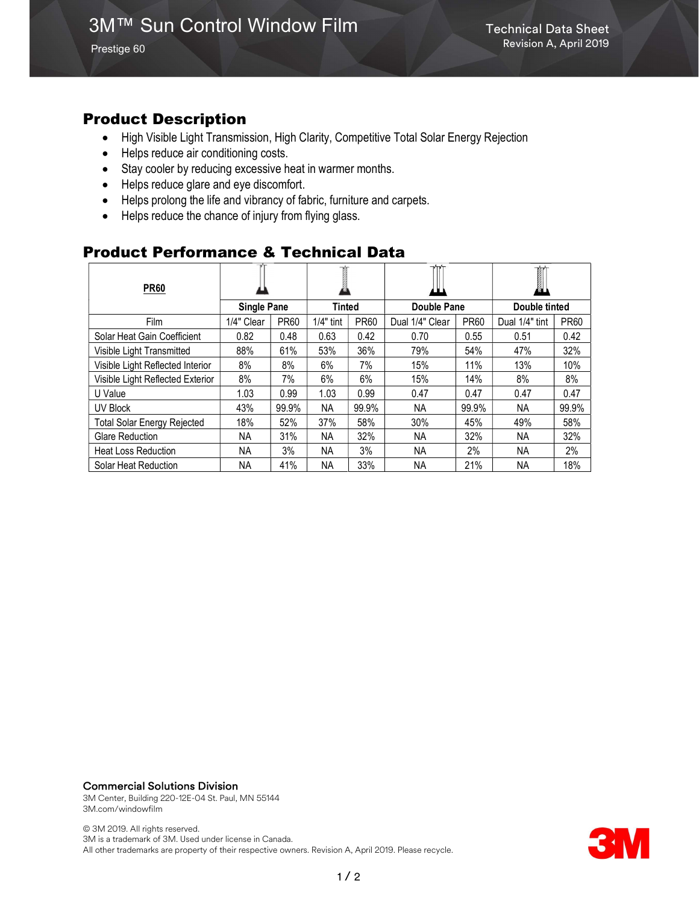# 3M™ Sun Control Window Film

Prestige 60

Technical Data Sheet
Revision A, April 2019

## Product Description

- High Visible Light Transmission, High Clarity, Competitive Total Solar Energy Rejection
- Helps reduce air conditioning costs.
- Stay cooler by reducing excessive heat in warmer months.
- Helps reduce glare and eye discomfort.
- Helps prolong the life and vibrancy of fabric, furniture and carpets.
- Helps reduce the chance of injury from flying glass.

## Product Performance & Technical Data

| **PR60** | **Single Pane** | | **Tinted** | | **Double Pane** | | **Double tinted** | |
|---|---|---|---|---|---|---|---|---|
| Film | 1/4" Clear | PR60 | 1/4" tint | PR60 | Dual 1/4" Clear | PR60 | Dual 1/4" tint | PR60 |
| Solar Heat Gain Coefficient | 0.82 | 0.48 | 0.63 | 0.42 | 0.70 | 0.55 | 0.51 | 0.42 |
| Visible Light Transmitted | 88% | 61% | 53% | 36% | 79% | 54% | 47% | 32% |
| Visible Light Reflected Interior | 8% | 8% | 6% | 7% | 15% | 11% | 13% | 10% |
| Visible Light Reflected Exterior | 8% | 7% | 6% | 6% | 15% | 14% | 8% | 8% |
| U Value | 1.03 | 0.99 | 1.03 | 0.99 | 0.47 | 0.47 | 0.47 | 0.47 |
| UV Block | 43% | 99.9% | NA | 99.9% | NA | 99.9% | NA | 99.9% |
| Total Solar Energy Rejected | 18% | 52% | 37% | 58% | 30% | 45% | 49% | 58% |
| Glare Reduction | NA | 31% | NA | 32% | NA | 32% | NA | 32% |
| Heat Loss Reduction | NA | 3% | NA | 3% | NA | 2% | NA | 2% |
| Solar Heat Reduction | NA | 41% | NA | 33% | NA | 21% | NA | 18% |

**Commercial Solutions Division**
3M Center, Building 220-12E-04 St. Paul, MN 55144
3M.com/windowfilm

© 3M 2019. All rights reserved.
3M is a trademark of 3M. Used under license in Canada.
All other trademarks are property of their respective owners. Revision A, April 2019. Please recycle.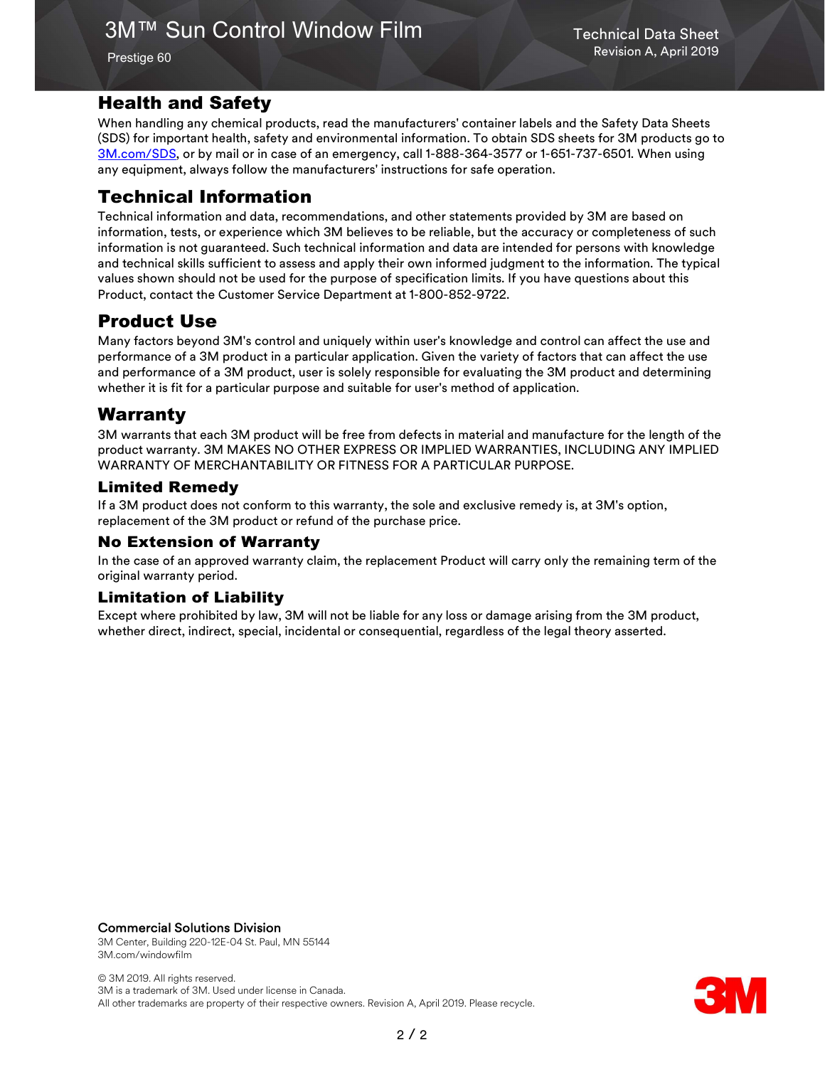## Health and Safety

When handling any chemical products, read the manufacturers' container labels and the Safety Data Sheets (SDS) for important health, safety and environmental information. To obtain SDS sheets for 3M products go to 3M.com/SDS, or by mail or in case of an emergency, call 1-888-364-3577 or 1-651-737-6501. When using any equipment, always follow the manufacturers' instructions for safe operation.

## Technical Information

Technical information and data, recommendations, and other statements provided by 3M are based on information, tests, or experience which 3M believes to be reliable, but the accuracy or completeness of such information is not guaranteed. Such technical information and data are intended for persons with knowledge and technical skills sufficient to assess and apply their own informed judgment to the information. The typical values shown should not be used for the purpose of specification limits. If you have questions about this Product, contact the Customer Service Department at 1-800-852-9722.

## Product Use

Many factors beyond 3M's control and uniquely within user's knowledge and control can affect the use and performance of a 3M product in a particular application. Given the variety of factors that can affect the use and performance of a 3M product, user is solely responsible for evaluating the 3M product and determining whether it is fit for a particular purpose and suitable for user's method of application.

## Warranty

3M warrants that each 3M product will be free from defects in material and manufacture for the length of the product warranty. 3M MAKES NO OTHER EXPRESS OR IMPLIED WARRANTIES, INCLUDING ANY IMPLIED WARRANTY OF MERCHANTABILITY OR FITNESS FOR A PARTICULAR PURPOSE.

### Limited Remedy

If a 3M product does not conform to this warranty, the sole and exclusive remedy is, at 3M's option, replacement of the 3M product or refund of the purchase price.

### No Extension of Warranty

In the case of an approved warranty claim, the replacement Product will carry only the remaining term of the original warranty period.

### Limitation of Liability

Except where prohibited by law, 3M will not be liable for any loss or damage arising from the 3M product, whether direct, indirect, special, incidental or consequential, regardless of the legal theory asserted.

**Commercial Solutions Division**
3M Center, Building 220-12E-04 St. Paul, MN 55144
3M.com/windowfilm

© 3M 2019. All rights reserved.
3M is a trademark of 3M. Used under license in Canada.
All other trademarks are property of their respective owners. Revision A, April 2019. Please recycle.